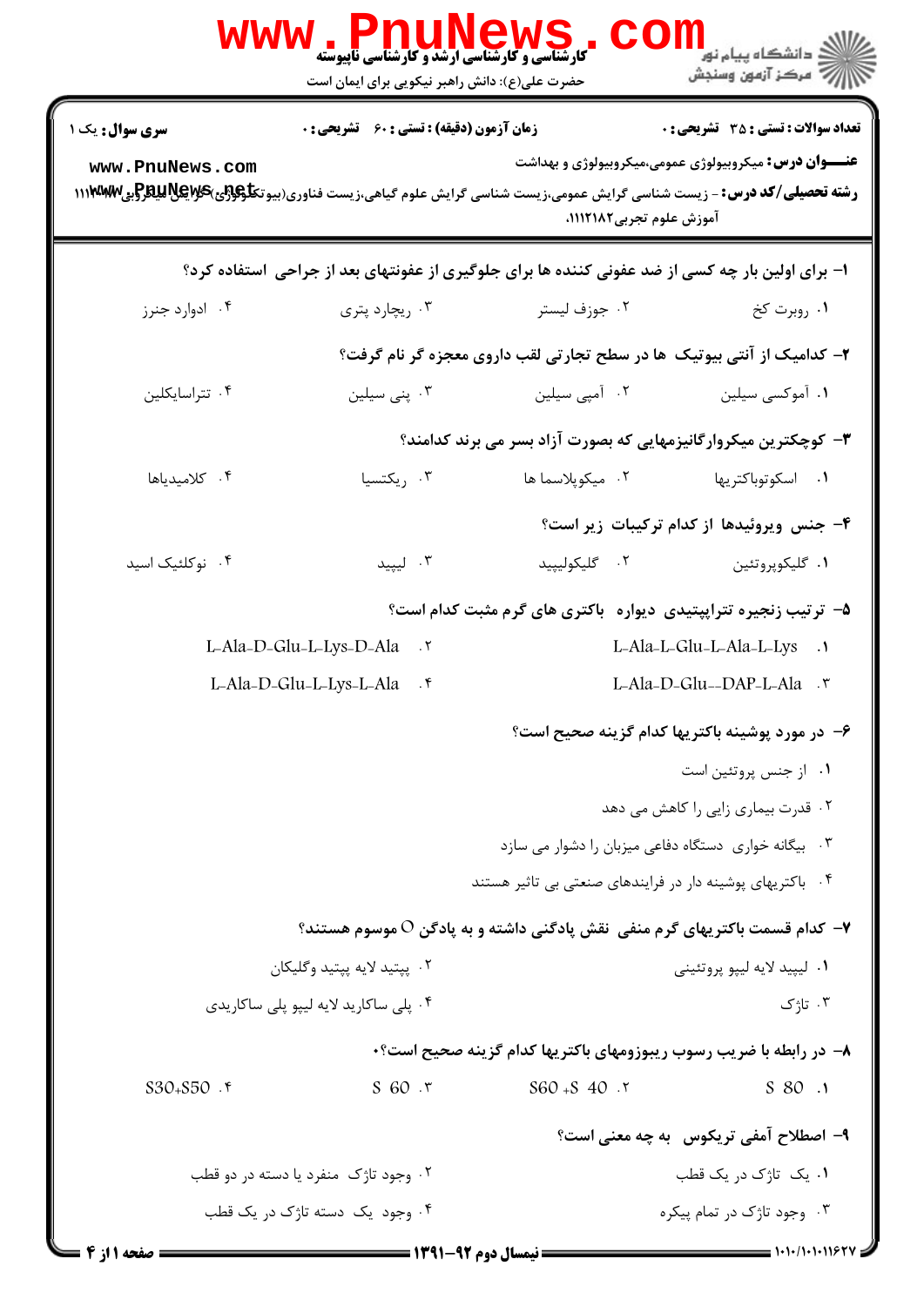**سری سوال:** یک ۱

**زمان آزمون (دقیقه) : تستی : ۶۰ تشریحی : ۰**

**تعداد سوالات : تستی : ۳۵ تشریحی : ۰**

**عنـــوان درس:** میکروبیولوژی عمومی،میکروبیولوژی و بهداشت

**رشته تحصیلی/کد درس:** - زیست شناسی گرایش عمومی،زیست شناسی گرایش علوم گیاهی،زیست فناوری(بیوتکنولوژی) گرایش میکروبی ۱۱۱۱۱۱، آموزش علوم تجربی۱۱۱۲۱۸۲

۱- برای اولین بار چه کسی از ضد عفونی کننده ها برای جلوگیری از عفونتهای بعد از جراحی استفاده کرد؟

۱. روبرت کخ
۲. جوزف لیستر
۳. ریچارد پتری
۴. ادوارد جنرز

۲- کدامیک از آنتی بیوتیک ها در سطح تجارتی لقب داروی معجزه گر نام گرفت؟

۱. آموکسی سیلین
۲. آمپی سیلین
۳. پنی سیلین
۴. تتراسایکلین

۳- کوچکترین میکروارگانیزمهایی که بصورت آزاد بسر می برند کدامند؟

۱. اسکوتوباکتریها
۲. میکوپلاسما ها
۳. ریکتسیا
۴. کلامیدیاها

۴- جنس ویروئیدها از کدام ترکیبات زیر است؟

۱. گلیکوپروتئین
۲. گلیکولیپید
۳. لیپید
۴. نوکلئیک اسید

۵- ترتیب زنجیره تتراپپتیدی دیواره باکتری های گرم مثبت کدام است؟

۱. L-Ala-L-Glu-L-Ala-L-Lys
۲. L-Ala-D-Glu-L-Lys-D-Ala
۳. L-Ala-D-Glu--DAP-L-Ala
۴. L-Ala-D-Glu-L-Lys-L-Ala

۶- در مورد پوشینه باکتریها کدام گزینه صحیح است؟

۱. از جنس پروتئین است
۲. قدرت بیماری زایی را کاهش می دهد
۳. بیگانه خواری دستگاه دفاعی میزبان را دشوار می سازد
۴. باکتریهای پوشینه دار در فرایندهای صنعتی بی تاثیر هستند

۷- کدام قسمت باکتریهای گرم منفی نقش پادگنی داشته و به پادگن O موسوم هستند؟

۱. لیپید لایه لیپو پروتئینی
۲. پپتید لایه پپتید وگلیکان
۳. تاژک
۴. پلی ساکارید لایه لیپو پلی ساکاریدی

۸- در رابطه با ضریب رسوب ریبوزومهای باکتریها کدام گزینه صحیح است؟

۱. S 80
۲. S60 +S 40
۳. S 60
۴. S30+S50

۹- اصطلاح آمفی تریکوس به چه معنی است؟

۱. یک تاژک در یک قطب
۲. وجود تاژک منفرد یا دسته در دو قطب
۳. وجود تاژک در تمام پیکره
۴. وجود یک دسته تاژک در یک قطب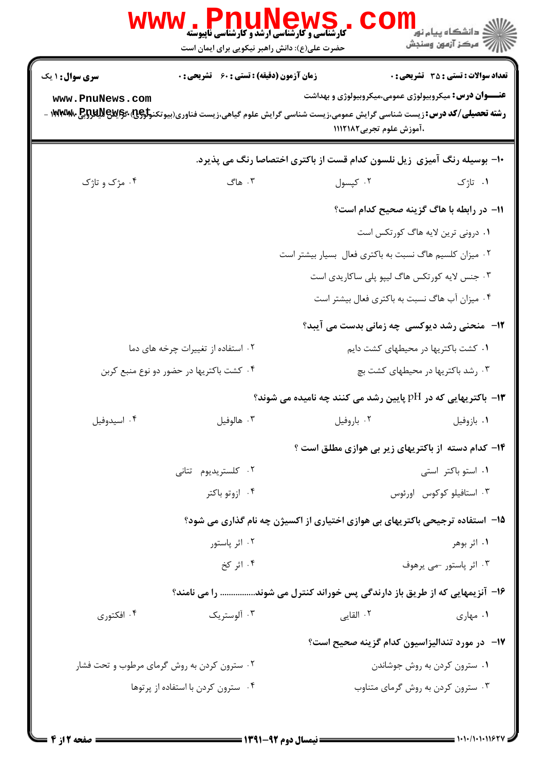**سری سوال:** ۱ یک | **زمان آزمون (دقیقه) : تستی :** ۶۰ **تشریحی :** ۰ | **تعداد سوالات : تستی :** ۳۵ **تشریحی :** ۰

**عنـــوان درس:** میکروبیولوژی عمومی،میکروبیولوژی و بهداشت

**رشته تحصیلی/کد درس:** زیست شناسی گرایش عمومی،زیست شناسی گرایش علوم گیاهی،زیست فناوری(بیوتکنولوژی) - گرایش میکروبی ۱۱۱۲۰۰۳ - ،آموزش علوم تجربی۱۱۱۲۱۸۲

---

**۱۰- بوسیله رنگ آمیزی زیل نلسون کدام قست از باکتری اختصاصا رنگ می پذیرد.**

۱. تاژک

۲. کپسول

۳. هاگ

۴. مژک و تاژک

**۱۱- در رابطه با هاگ گزینه صحیح کدام است؟**

۱. درونی ترین لایه هاگ کورتکس است

۲. میزان کلسیم هاگ نسبت به باکتری فعال بسیار بیشتر است

۳. جنس لایه کورتکس هاگ لیپو پلی ساکاریدی است

۴. میزان آب هاگ نسبت به باکتری فعال بیشتر است

**۱۲- منحنی رشد دیوکسی چه زمانی بدست می آیبد؟**

۱. کشت باکتریها در محیطهای کشت دایم

۲. استفاده از تغییرات چرخه های دما

۳. رشد باکتریها در محیطهای کشت بچ

۴. کشت باکتریها در حضور دو نوع منبع کربن

**۱۳- باکتریهایی که در pH پایین رشد می کنند چه نامیده می شوند؟**

۱. بازوفیل

۲. باروفیل

۳. هالوفیل

۴. اسیدوفیل

**۱۴- کدام دسته از باکتریهای زیر بی هوازی مطلق است ؟**

۱. استو باکتر استی

۲. کلستریدیوم تتانی

۳. استافیلو کوکوس اورئوس

۴. ازوتو باکتر

**۱۵- استفاده ترجیحی باکتریهای بی هوازی اختیاری از اکسیژن چه نام گذاری می شود؟**

۱. اثر بوهر

۲. اثر پاستور

۳. اثر پاستور -می یرهوف

۴. اثر کخ

**۱۶- آنزیمهایی که از طریق باز دارندگی پس خوراند کنترل می شوند................ را می نامند؟**

۱. مهاری

۲. القایی

۳. آلوستریک

۴. افکتوری

**۱۷- در مورد تندالیزاسیون کدام گزینه صحیح است؟**

۱. سترون کردن به روش جوشاندن

۲. سترون کردن به روش گرمای مرطوب و تحت فشار

۳. سترون کردن به روش گرمای متناوب

۴. سترون کردن با استفاده از پرتوها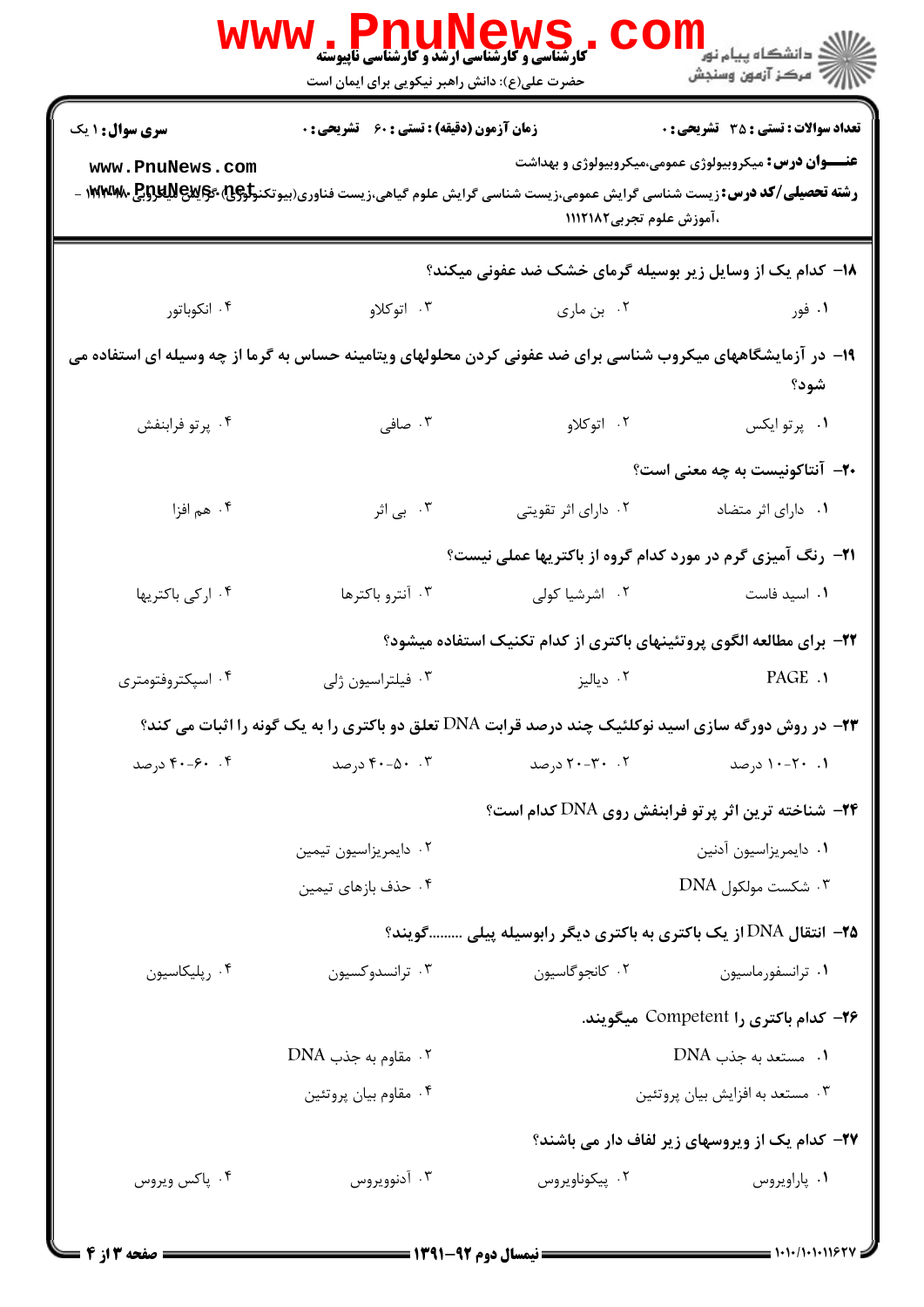**سری سوال: ۱ یک** | **زمان آزمون (دقیقه) : تستی : ۶۰ تشریحی : ۰** | **تعداد سوالات : تستی : ۳۵ تشریحی : ۰**

**عنـــوان درس:** میکروبیولوژی عمومی،میکروبیولوژی و بهداشت

**رشته تحصیلی/کد درس:** زیست شناسی گرایش عمومی،زیست شناسی گرایش علوم گیاهی،زیست فناوری(بیوتکنولوژی)-گرایش میکروبی ۱۱۱۲۰۱۱ - ،آموزش علوم تجربی۱۱۱۲۱۸۲

**۱۸- کدام یک از وسایل زیر بوسیله گرمای خشک ضد عفونی میکند؟**

۱. فور
۲. بن ماری
۳. اتوکلاو
۴. انکوباتور

**۱۹- در آزمایشگاههای میکروب شناسی برای ضد عفونی کردن محلولهای ویتامینه حساس به گرما از چه وسیله ای استفاده می شود؟**

۱. پرتو ایکس
۲. اتوکلاو
۳. صافی
۴. پرتو فرابنفش

**۲۰- آنتاگونیست به چه معنی است؟**

۱. دارای اثر متضاد
۲. دارای اثر تقویتی
۳. بی اثر
۴. هم افزا

**۲۱- رنگ آمیزی گرم در مورد کدام گروه از باکتریها عملی نیست؟**

۱. اسید فاست
۲. اشرشیا کولی
۳. آنترو باکترها
۴. ارکی باکتریها

**۲۲- برای مطالعه الگوی پروتئینهای باکتری از کدام تکنیک استفاده میشود؟**

۱. PAGE
۲. دیالیز
۳. فیلتراسیون ژلی
۴. اسپکتروفتومتری

**۲۳- در روش دورگه سازی اسید نوکلئیک چند درصد قرابت DNA تعلق دو باکتری را به یک گونه را اثبات می کند؟**

۱. ۲۰-۱۰ درصد
۲. ۳۰-۲۰ درصد
۳. ۵۰-۴۰ درصد
۴. ۶۰-۴۰ درصد

**۲۴- شناخته ترین اثر پرتو فرابنفش روی DNA کدام است؟**

۱. دایمریزاسیون آدنین
۲. دایمریزاسیون تیمین
۳. شکست مولکول DNA
۴. حذف بازهای تیمین

**۲۵- انتقال DNA از یک باکتری به باکتری دیگر رابوسیله پیلی .........گویند؟**

۱. ترانسفورماسیون
۲. کانجوگاسیون
۳. ترانسدوکسیون
۴. رپلیکاسیون

**۲۶- کدام باکتری را Competent میگویند.**

۱. مستعد به جذب DNA
۲. مقاوم به جذب DNA
۳. مستعد به افزایش بیان پروتئین
۴. مقاوم بیان پروتئین

**۲۷- کدام یک از ویروسهای زیر لفاف دار می باشند؟**

۱. پاراویروس
۲. پیکوناویروس
۳. آدنوویروس
۴. پاکس ویروس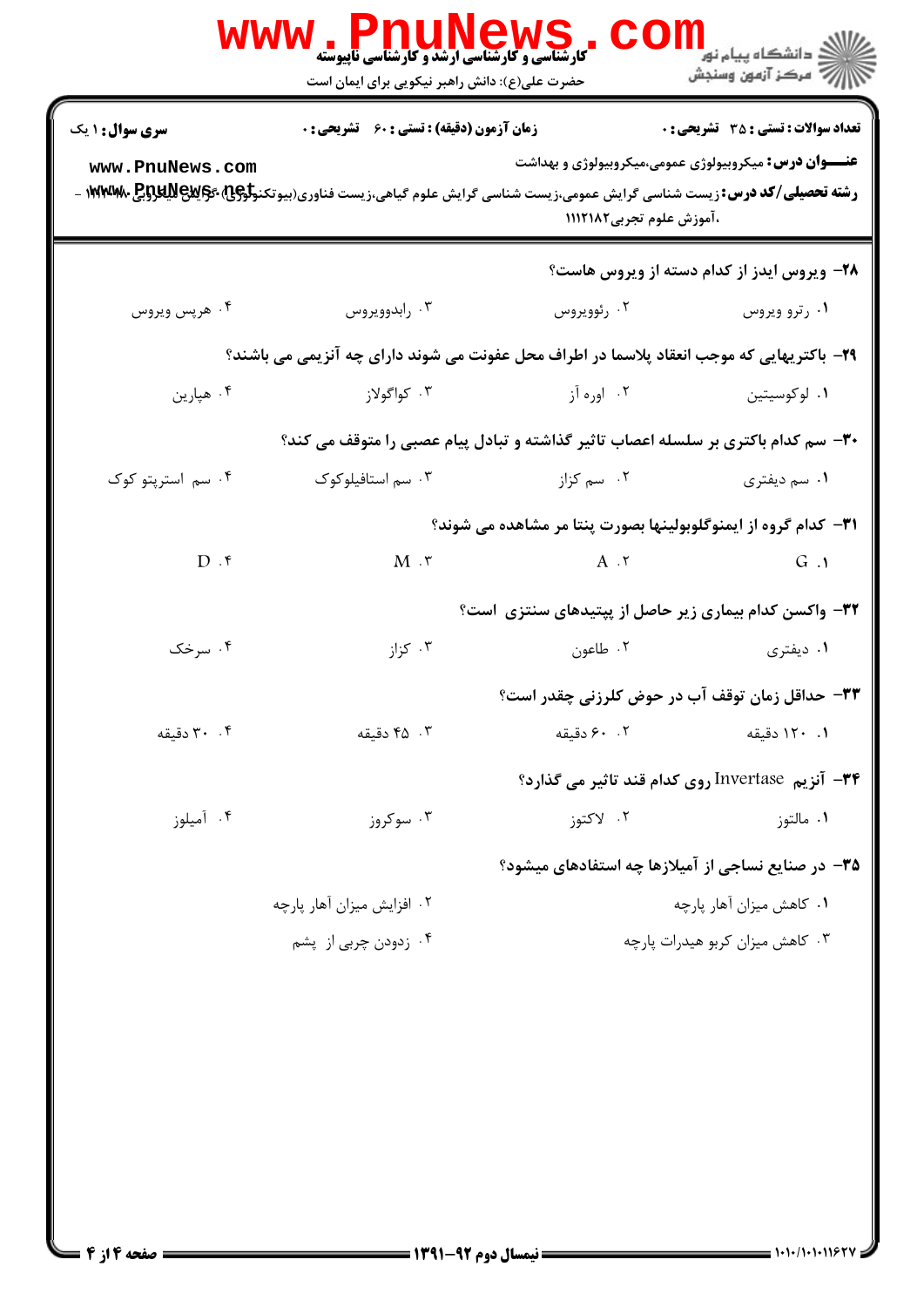**سری سوال:** ۱ یک　　**زمان آزمون (دقیقه) : تستی :** ۶۰ **تشریحی :** ۰　　**تعداد سوالات : تستی :** ۳۵ **تشریحی :** ۰

**عنـــوان درس:** میکروبیولوژی عمومی،میکروبیولوژی و بهداشت

**رشته تحصیلی/کد درس:** زیست شناسی گرایش عمومی،زیست شناسی گرایش علوم گیاهی،زیست فناوری(بیوتکنولوژی) - گرایش میکروبی ۱۱۱۲۱۳۰ - ،آموزش علوم تجربی۱۱۱۲۱۸۲

---

**۲۸- ویروس ایدز از کدام دسته از ویروس هاست؟**

۱. رترو ویروس　　۲. رئوویروس　　۳. رابدوویروس　　۴. هرپس ویروس

**۲۹- باکتریهایی که موجب انعقاد پلاسما در اطراف محل عفونت می شوند دارای چه آنزیمی می باشند؟**

۱. لوکوسیتین　　۲. اوره آز　　۳. کواگولاز　　۴. هپارین

**۳۰- سم کدام باکتری بر سلسله اعصاب تاثیر گذاشته و تبادل پیام عصبی را متوقف می کند؟**

۱. سم دیفتری　　۲. سم کزاز　　۳. سم استافیلوکوک　　۴. سم استرپتو کوک

**۳۱- کدام گروه از ایمنوگلوبولینها بصورت پنتا مر مشاهده می شوند؟**

۱. G　　۲. A　　۳. M　　۴. D

**۳۲- واکسن کدام بیماری زیر حاصل از پپتیدهای سنتزی است؟**

۱. دیفتری　　۲. طاعون　　۳. کزاز　　۴. سرخک

**۳۳- حداقل زمان توقف آب در حوض کلرزنی چقدر است؟**

۱. ۱۲۰ دقیقه　　۲. ۶۰ دقیقه　　۳. ۴۵ دقیقه　　۴. ۳۰ دقیقه

**۳۴- آنزیم Invertase روی کدام قند تاثیر می گذارد؟**

۱. مالتوز　　۲. لاکتوز　　۳. سوکروز　　۴. آمیلوز

**۳۵- در صنایع نساجی از آمیلازها چه استفاده‌ای میشود؟**

۱. کاهش میزان آهار پارچه　　۲. افزایش میزان آهار پارچه

۳. کاهش میزان کربو هیدرات پارچه　　۴. زدودن چربی از پشم